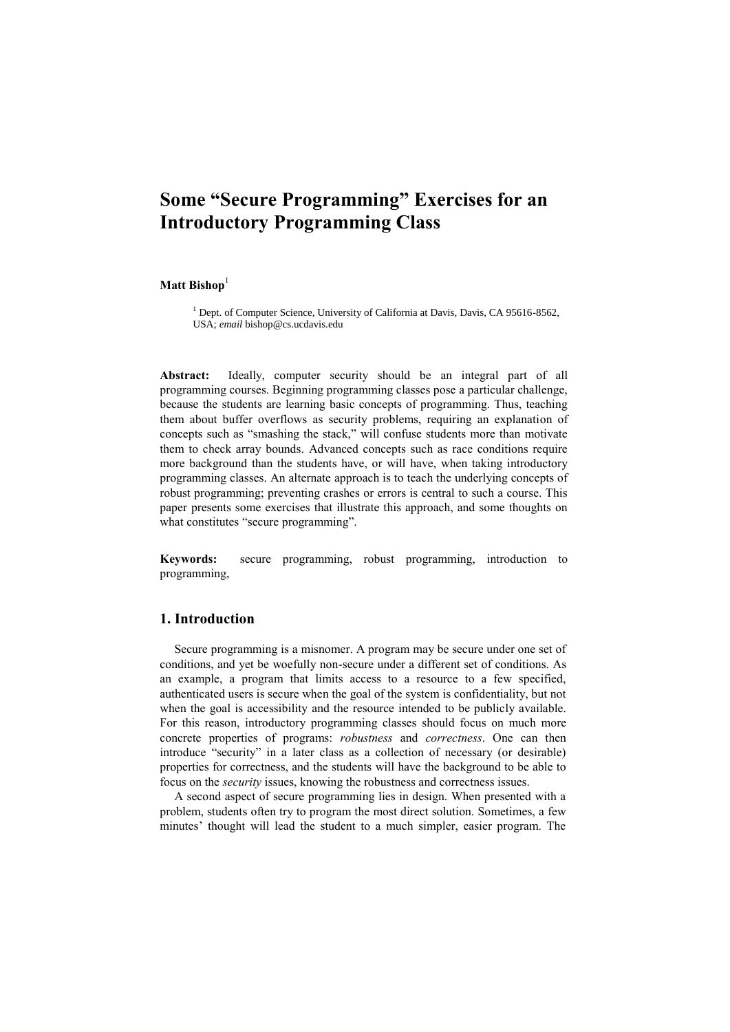# Some "Secure Programming" Exercises for an Introductory Programming Class

**Matt Bishop**[1]

[1] Dept. of Computer Science, University of California at Davis, Davis, CA 95616-8562, USA; *email* bishop@cs.ucdavis.edu

**Abstract:** Ideally, computer security should be an integral part of all programming courses. Beginning programming classes pose a particular challenge, because the students are learning basic concepts of programming. Thus, teaching them about buffer overflows as security problems, requiring an explanation of concepts such as "smashing the stack," will confuse students more than motivate them to check array bounds. Advanced concepts such as race conditions require more background than the students have, or will have, when taking introductory programming classes. An alternate approach is to teach the underlying concepts of robust programming; preventing crashes or errors is central to such a course. This paper presents some exercises that illustrate this approach, and some thoughts on what constitutes "secure programming".

**Keywords:** secure programming, robust programming, introduction to programming,

## 1. Introduction

Secure programming is a misnomer. A program may be secure under one set of conditions, and yet be woefully non-secure under a different set of conditions. As an example, a program that limits access to a resource to a few specified, authenticated users is secure when the goal of the system is confidentiality, but not when the goal is accessibility and the resource intended to be publicly available. For this reason, introductory programming classes should focus on much more concrete properties of programs: *robustness* and *correctness*. One can then introduce "security" in a later class as a collection of necessary (or desirable) properties for correctness, and the students will have the background to be able to focus on the *security* issues, knowing the robustness and correctness issues.

A second aspect of secure programming lies in design. When presented with a problem, students often try to program the most direct solution. Sometimes, a few minutes' thought will lead the student to a much simpler, easier program. The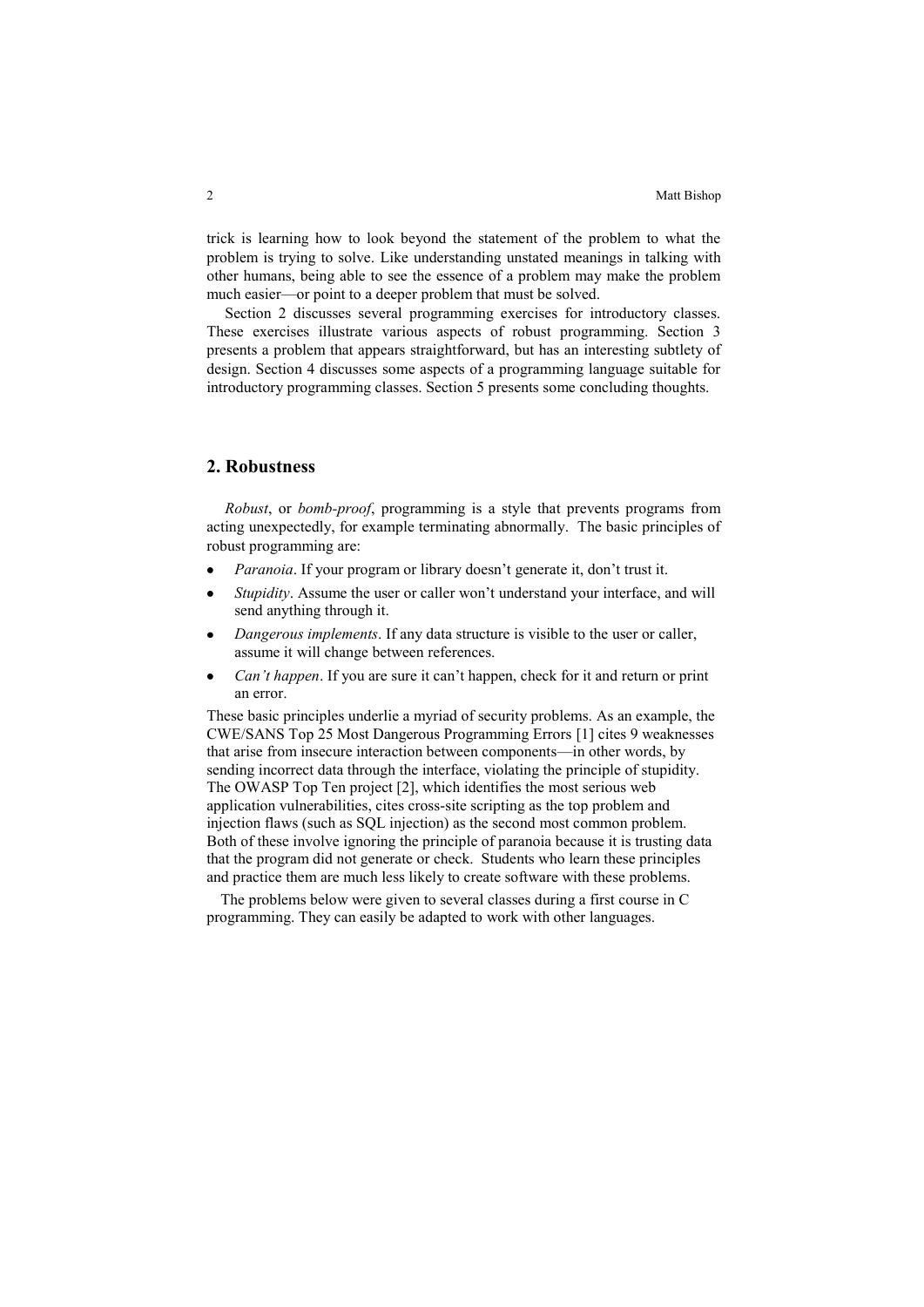trick is learning how to look beyond the statement of the problem to what the problem is trying to solve. Like understanding unstated meanings in talking with other humans, being able to see the essence of a problem may make the problem much easier—or point to a deeper problem that must be solved.

Section 2 discusses several programming exercises for introductory classes. These exercises illustrate various aspects of robust programming. Section 3 presents a problem that appears straightforward, but has an interesting subtlety of design. Section 4 discusses some aspects of a programming language suitable for introductory programming classes. Section 5 presents some concluding thoughts.

## 2. Robustness

*Robust*, or *bomb-proof*, programming is a style that prevents programs from acting unexpectedly, for example terminating abnormally. The basic principles of robust programming are:

- *Paranoia*. If your program or library doesn't generate it, don't trust it.
- *Stupidity*. Assume the user or caller won't understand your interface, and will send anything through it.
- *Dangerous implements*. If any data structure is visible to the user or caller, assume it will change between references.
- *Can't happen*. If you are sure it can't happen, check for it and return or print an error.

These basic principles underlie a myriad of security problems. As an example, the CWE/SANS Top 25 Most Dangerous Programming Errors [1] cites 9 weaknesses that arise from insecure interaction between components—in other words, by sending incorrect data through the interface, violating the principle of stupidity. The OWASP Top Ten project [2], which identifies the most serious web application vulnerabilities, cites cross-site scripting as the top problem and injection flaws (such as SQL injection) as the second most common problem. Both of these involve ignoring the principle of paranoia because it is trusting data that the program did not generate or check. Students who learn these principles and practice them are much less likely to create software with these problems.

The problems below were given to several classes during a first course in C programming. They can easily be adapted to work with other languages.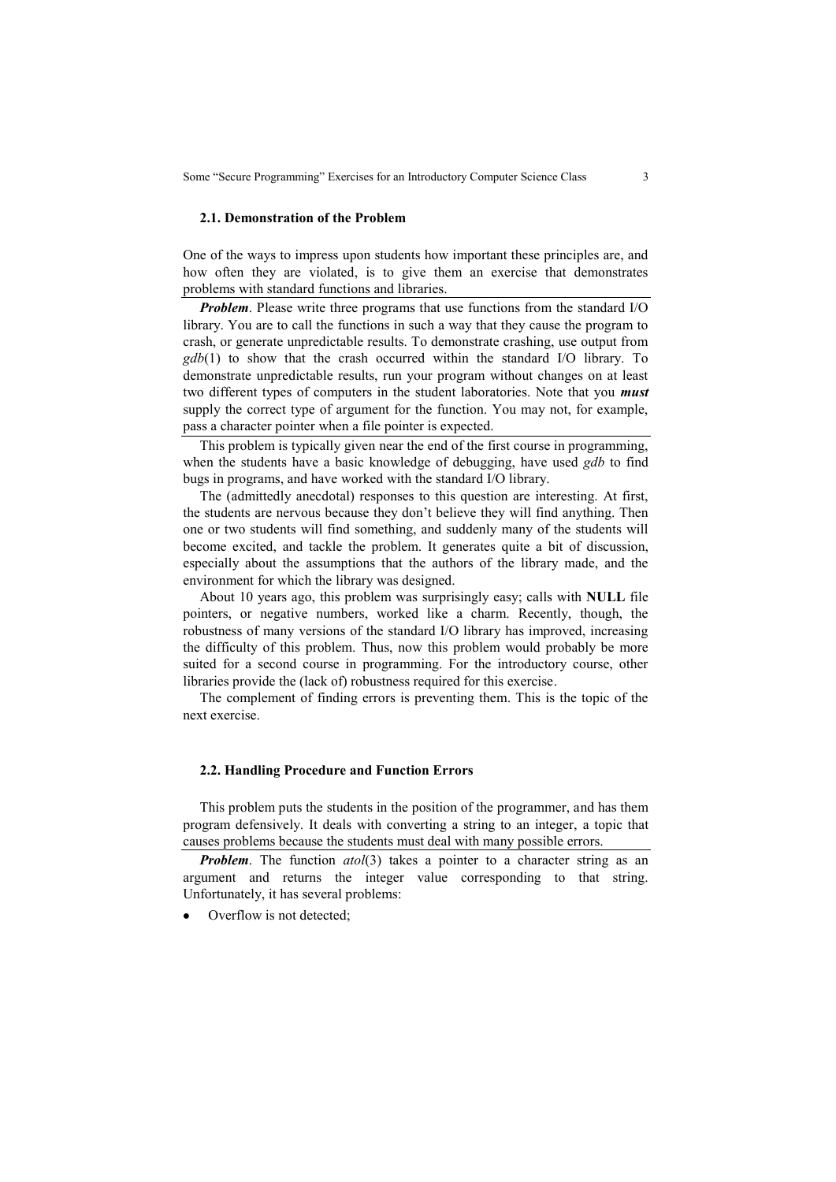### 2.1. Demonstration of the Problem

One of the ways to impress upon students how important these principles are, and how often they are violated, is to give them an exercise that demonstrates problems with standard functions and libraries.

***Problem***. Please write three programs that use functions from the standard I/O library. You are to call the functions in such a way that they cause the program to crash, or generate unpredictable results. To demonstrate crashing, use output from *gdb*(1) to show that the crash occurred within the standard I/O library. To demonstrate unpredictable results, run your program without changes on at least two different types of computers in the student laboratories. Note that you ***must*** supply the correct type of argument for the function. You may not, for example, pass a character pointer when a file pointer is expected.

This problem is typically given near the end of the first course in programming, when the students have a basic knowledge of debugging, have used *gdb* to find bugs in programs, and have worked with the standard I/O library.

The (admittedly anecdotal) responses to this question are interesting. At first, the students are nervous because they don't believe they will find anything. Then one or two students will find something, and suddenly many of the students will become excited, and tackle the problem. It generates quite a bit of discussion, especially about the assumptions that the authors of the library made, and the environment for which the library was designed.

About 10 years ago, this problem was surprisingly easy; calls with **NULL** file pointers, or negative numbers, worked like a charm. Recently, though, the robustness of many versions of the standard I/O library has improved, increasing the difficulty of this problem. Thus, now this problem would probably be more suited for a second course in programming. For the introductory course, other libraries provide the (lack of) robustness required for this exercise.

The complement of finding errors is preventing them. This is the topic of the next exercise.

### 2.2. Handling Procedure and Function Errors

This problem puts the students in the position of the programmer, and has them program defensively. It deals with converting a string to an integer, a topic that causes problems because the students must deal with many possible errors.

***Problem***. The function *atol*(3) takes a pointer to a character string as an argument and returns the integer value corresponding to that string. Unfortunately, it has several problems:

- Overflow is not detected;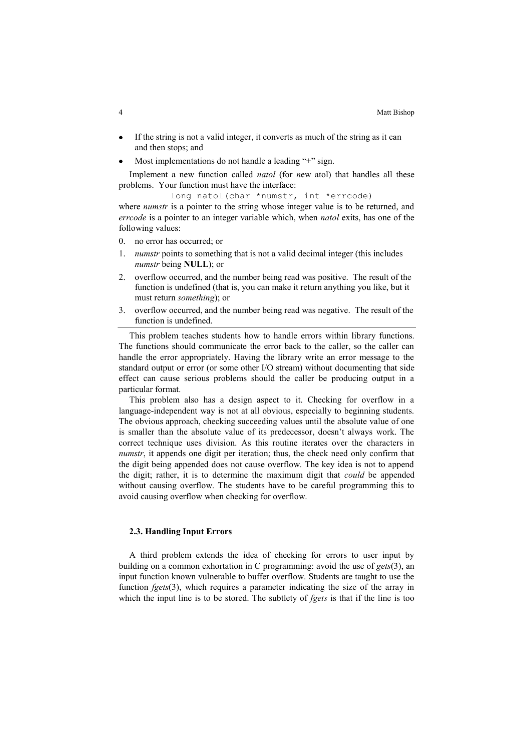- If the string is not a valid integer, it converts as much of the string as it can and then stops; and
- Most implementations do not handle a leading "+" sign.

Implement a new function called *natol* (for *n*ew atol) that handles all these problems. Your function must have the interface:

```
long natol(char *numstr, int *errcode)
```

where *numstr* is a pointer to the string whose integer value is to be returned, and *errcode* is a pointer to an integer variable which, when *natol* exits, has one of the following values:

0. no error has occurred; or
1. *numstr* points to something that is not a valid decimal integer (this includes *numstr* being **NULL**); or
2. overflow occurred, and the number being read was positive. The result of the function is undefined (that is, you can make it return anything you like, but it must return *something*); or
3. overflow occurred, and the number being read was negative. The result of the function is undefined.

This problem teaches students how to handle errors within library functions. The functions should communicate the error back to the caller, so the caller can handle the error appropriately. Having the library write an error message to the standard output or error (or some other I/O stream) without documenting that side effect can cause serious problems should the caller be producing output in a particular format.

This problem also has a design aspect to it. Checking for overflow in a language-independent way is not at all obvious, especially to beginning students. The obvious approach, checking succeeding values until the absolute value of one is smaller than the absolute value of its predecessor, doesn't always work. The correct technique uses division. As this routine iterates over the characters in *numstr*, it appends one digit per iteration; thus, the check need only confirm that the digit being appended does not cause overflow. The key idea is not to append the digit; rather, it is to determine the maximum digit that *could* be appended without causing overflow. The students have to be careful programming this to avoid causing overflow when checking for overflow.

### 2.3. Handling Input Errors

A third problem extends the idea of checking for errors to user input by building on a common exhortation in C programming: avoid the use of *gets*(3), an input function known vulnerable to buffer overflow. Students are taught to use the function *fgets*(3), which requires a parameter indicating the size of the array in which the input line is to be stored. The subtlety of *fgets* is that if the line is too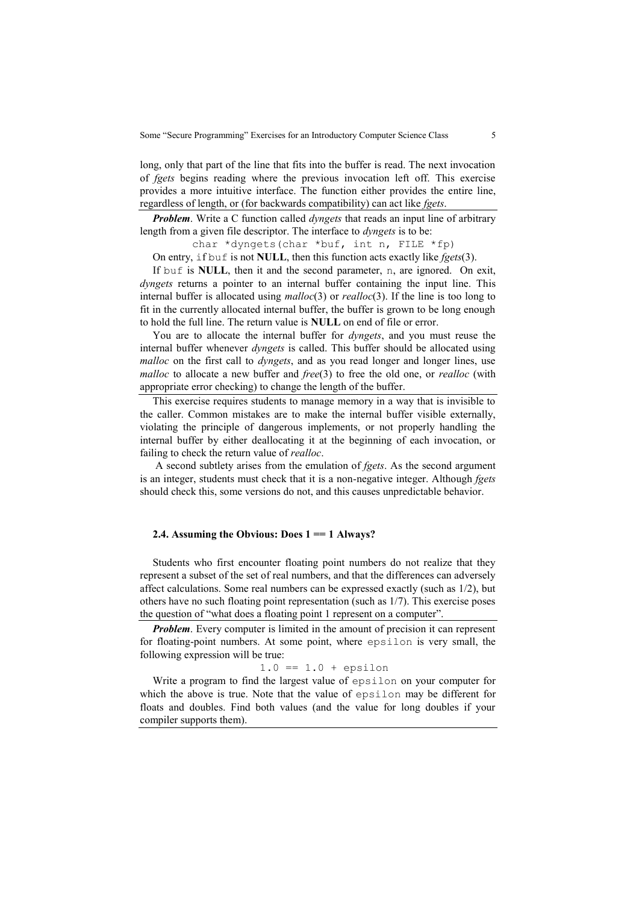long, only that part of the line that fits into the buffer is read. The next invocation of *fgets* begins reading where the previous invocation left off. This exercise provides a more intuitive interface. The function either provides the entire line, regardless of length, or (for backwards compatibility) can act like *fgets*.

***Problem***. Write a C function called *dyngets* that reads an input line of arbitrary length from a given file descriptor. The interface to *dyngets* is to be:

```
char *dyngets(char *buf, int n, FILE *fp)
```

On entry, if `buf` is not **NULL**, then this function acts exactly like *fgets*(3).

If `buf` is **NULL**, then it and the second parameter, `n`, are ignored. On exit, *dyngets* returns a pointer to an internal buffer containing the input line. This internal buffer is allocated using *malloc*(3) or *realloc*(3). If the line is too long to fit in the currently allocated internal buffer, the buffer is grown to be long enough to hold the full line. The return value is **NULL** on end of file or error.

You are to allocate the internal buffer for *dyngets*, and you must reuse the internal buffer whenever *dyngets* is called. This buffer should be allocated using *malloc* on the first call to *dyngets*, and as you read longer and longer lines, use *malloc* to allocate a new buffer and *free*(3) to free the old one, or *realloc* (with appropriate error checking) to change the length of the buffer.

This exercise requires students to manage memory in a way that is invisible to the caller. Common mistakes are to make the internal buffer visible externally, violating the principle of dangerous implements, or not properly handling the internal buffer by either deallocating it at the beginning of each invocation, or failing to check the return value of *realloc*.

A second subtlety arises from the emulation of *fgets*. As the second argument is an integer, students must check that it is a non-negative integer. Although *fgets* should check this, some versions do not, and this causes unpredictable behavior.

### 2.4. Assuming the Obvious: Does 1 == 1 Always?

Students who first encounter floating point numbers do not realize that they represent a subset of the set of real numbers, and that the differences can adversely affect calculations. Some real numbers can be expressed exactly (such as 1/2), but others have no such floating point representation (such as 1/7). This exercise poses the question of "what does a floating point 1 represent on a computer".

***Problem***. Every computer is limited in the amount of precision it can represent for floating-point numbers. At some point, where `epsilon` is very small, the following expression will be true:

```
1.0 == 1.0 + epsilon
```

Write a program to find the largest value of `epsilon` on your computer for which the above is true. Note that the value of `epsilon` may be different for floats and doubles. Find both values (and the value for long doubles if your compiler supports them).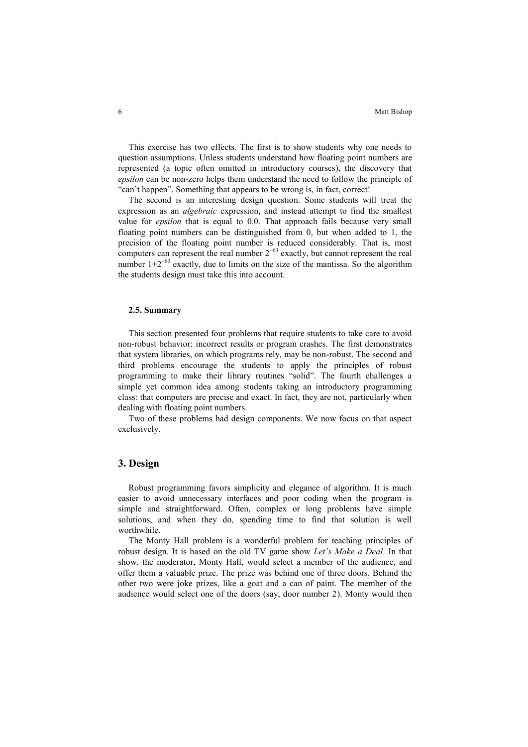This exercise has two effects. The first is to show students why one needs to question assumptions. Unless students understand how floating point numbers are represented (a topic often omitted in introductory courses), the discovery that *epsilon* can be non-zero helps them understand the need to follow the principle of "can't happen". Something that appears to be wrong is, in fact, correct!

The second is an interesting design question. Some students will treat the expression as an *algebraic* expression, and instead attempt to find the smallest value for *epsilon* that is equal to 0.0. That approach fails because very small floating point numbers can be distinguished from 0, but when added to 1, the precision of the floating point number is reduced considerably. That is, most computers can represent the real number $2^{-63}$ exactly, but cannot represent the real number $1+2^{-63}$ exactly, due to limits on the size of the mantissa. So the algorithm the students design must take this into account.

### 2.5. Summary

This section presented four problems that require students to take care to avoid non-robust behavior: incorrect results or program crashes. The first demonstrates that system libraries, on which programs rely, may be non-robust. The second and third problems encourage the students to apply the principles of robust programming to make their library routines "solid". The fourth challenges a simple yet common idea among students taking an introductory programming class: that computers are precise and exact. In fact, they are not, particularly when dealing with floating point numbers.

Two of these problems had design components. We now focus on that aspect exclusively.

## 3. Design

Robust programming favors simplicity and elegance of algorithm. It is much easier to avoid unnecessary interfaces and poor coding when the program is simple and straightforward. Often, complex or long problems have simple solutions, and when they do, spending time to find that solution is well worthwhile.

The Monty Hall problem is a wonderful problem for teaching principles of robust design. It is based on the old TV game show *Let's Make a Deal*. In that show, the moderator, Monty Hall, would select a member of the audience, and offer them a valuable prize. The prize was behind one of three doors. Behind the other two were joke prizes, like a goat and a can of paint. The member of the audience would select one of the doors (say, door number 2). Monty would then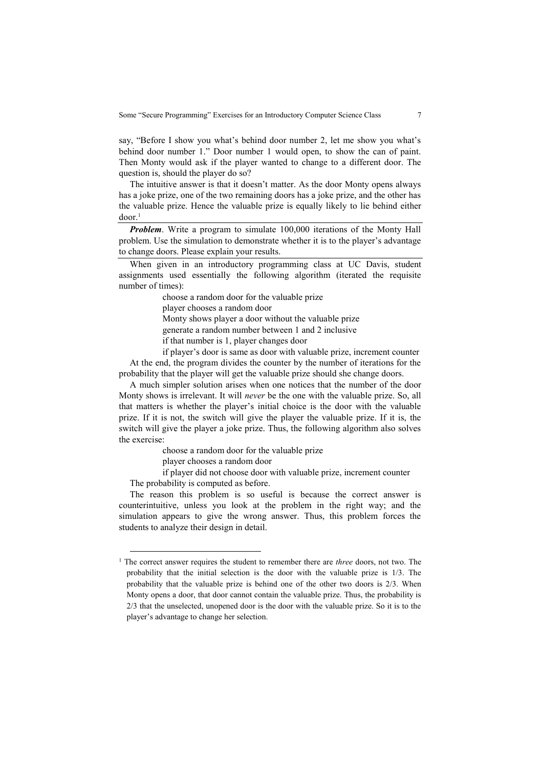say, "Before I show you what's behind door number 2, let me show you what's behind door number 1." Door number 1 would open, to show the can of paint. Then Monty would ask if the player wanted to change to a different door. The question is, should the player do so?

The intuitive answer is that it doesn't matter. As the door Monty opens always has a joke prize, one of the two remaining doors has a joke prize, and the other has the valuable prize. Hence the valuable prize is equally likely to lie behind either door.[1]

---

***Problem***. Write a program to simulate 100,000 iterations of the Monty Hall problem. Use the simulation to demonstrate whether it is to the player's advantage to change doors. Please explain your results.

---

When given in an introductory programming class at UC Davis, student assignments used essentially the following algorithm (iterated the requisite number of times):

```
choose a random door for the valuable prize
player chooses a random door
Monty shows player a door without the valuable prize
generate a random number between 1 and 2 inclusive
if that number is 1, player changes door
if player's door is same as door with valuable prize, increment counter
```

At the end, the program divides the counter by the number of iterations for the probability that the player will get the valuable prize should she change doors.

A much simpler solution arises when one notices that the number of the door Monty shows is irrelevant. It will *never* be the one with the valuable prize. So, all that matters is whether the player's initial choice is the door with the valuable prize. If it is not, the switch will give the player the valuable prize. If it is, the switch will give the player a joke prize. Thus, the following algorithm also solves the exercise:

```
choose a random door for the valuable prize
player chooses a random door
if player did not choose door with valuable prize, increment counter
```

The probability is computed as before.

The reason this problem is so useful is because the correct answer is counterintuitive, unless you look at the problem in the right way; and the simulation appears to give the wrong answer. Thus, this problem forces the students to analyze their design in detail.

---

[1] The correct answer requires the student to remember there are *three* doors, not two. The probability that the initial selection is the door with the valuable prize is 1/3. The probability that the valuable prize is behind one of the other two doors is 2/3. When Monty opens a door, that door cannot contain the valuable prize. Thus, the probability is 2/3 that the unselected, unopened door is the door with the valuable prize. So it is to the player's advantage to change her selection.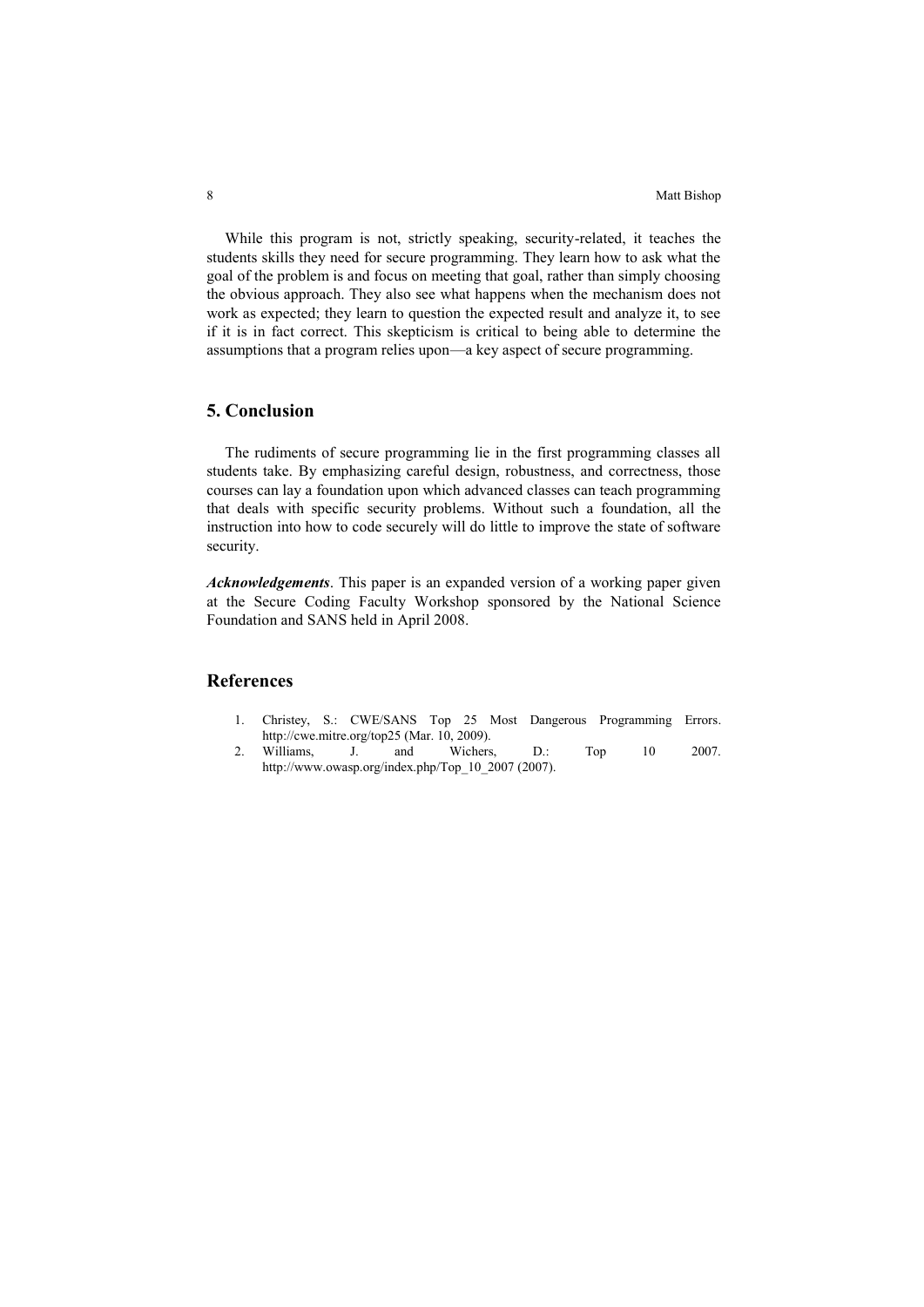While this program is not, strictly speaking, security-related, it teaches the students skills they need for secure programming. They learn how to ask what the goal of the problem is and focus on meeting that goal, rather than simply choosing the obvious approach. They also see what happens when the mechanism does not work as expected; they learn to question the expected result and analyze it, to see if it is in fact correct. This skepticism is critical to being able to determine the assumptions that a program relies upon—a key aspect of secure programming.

## 5. Conclusion

The rudiments of secure programming lie in the first programming classes all students take. By emphasizing careful design, robustness, and correctness, those courses can lay a foundation upon which advanced classes can teach programming that deals with specific security problems. Without such a foundation, all the instruction into how to code securely will do little to improve the state of software security.

***Acknowledgements***. This paper is an expanded version of a working paper given at the Secure Coding Faculty Workshop sponsored by the National Science Foundation and SANS held in April 2008.

## References

1. Christey, S.: CWE/SANS Top 25 Most Dangerous Programming Errors. http://cwe.mitre.org/top25 (Mar. 10, 2009).
2. Williams, J. and Wichers, D.: Top 10 2007. http://www.owasp.org/index.php/Top_10_2007 (2007).